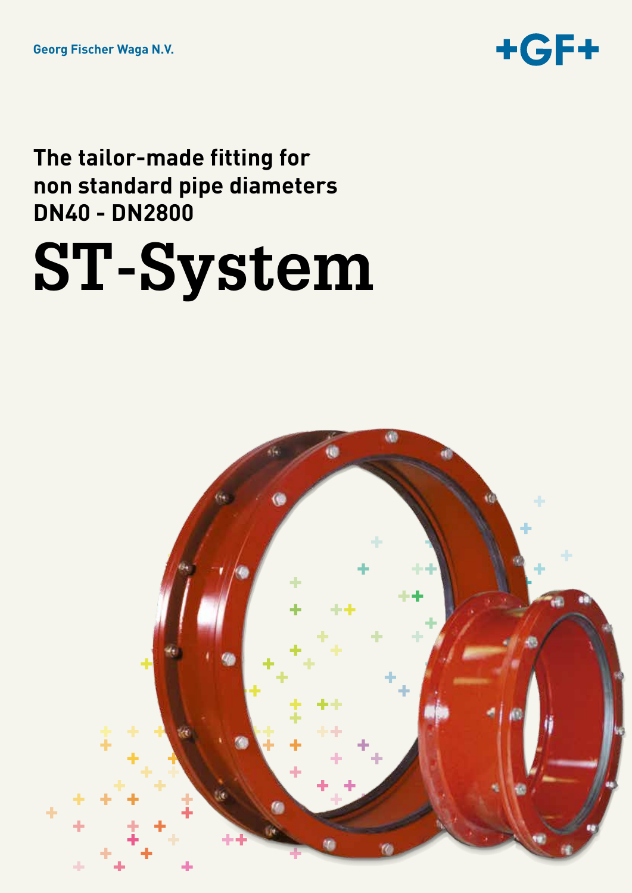Georg Fischer Waga N.V.

+GF+

## The tailor-made fitting for non standard pipe diameters DN40 - DN2800

# ST-System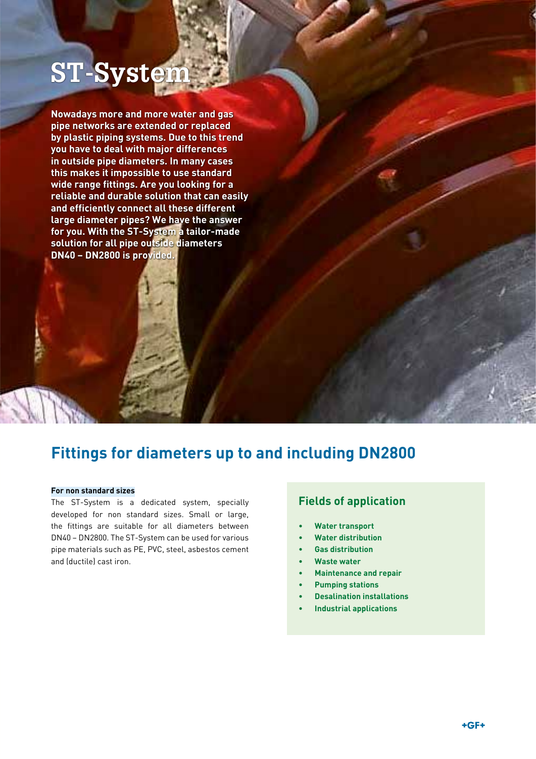# ST-System

**Nowadays more and more water and gas pipe networks are extended or replaced by plastic piping systems. Due to this trend you have to deal with major differences in outside pipe diameters. In many cases this makes it impossible to use standard wide range fittings. Are you looking for a reliable and durable solution that can easily and efficiently connect all these different large diameter pipes? We have the answer for you. With the ST-System a tailor-made solution for all pipe outside diameters DN40 – DN2800 is provided.**

## Fittings for diameters up to and including DN2800

**For non standard sizes**

The ST-System is a dedicated system, specially developed for non standard sizes. Small or large, the fittings are suitable for all diameters between DN40 – DN2800. The ST-System can be used for various pipe materials such as PE, PVC, steel, asbestos cement and (ductile) cast iron.

### Fields of application

- Water transport
- Water distribution
- Gas distribution
- Waste water
- Maintenance and repair
- Pumping stations
- Desalination installations
- Industrial applications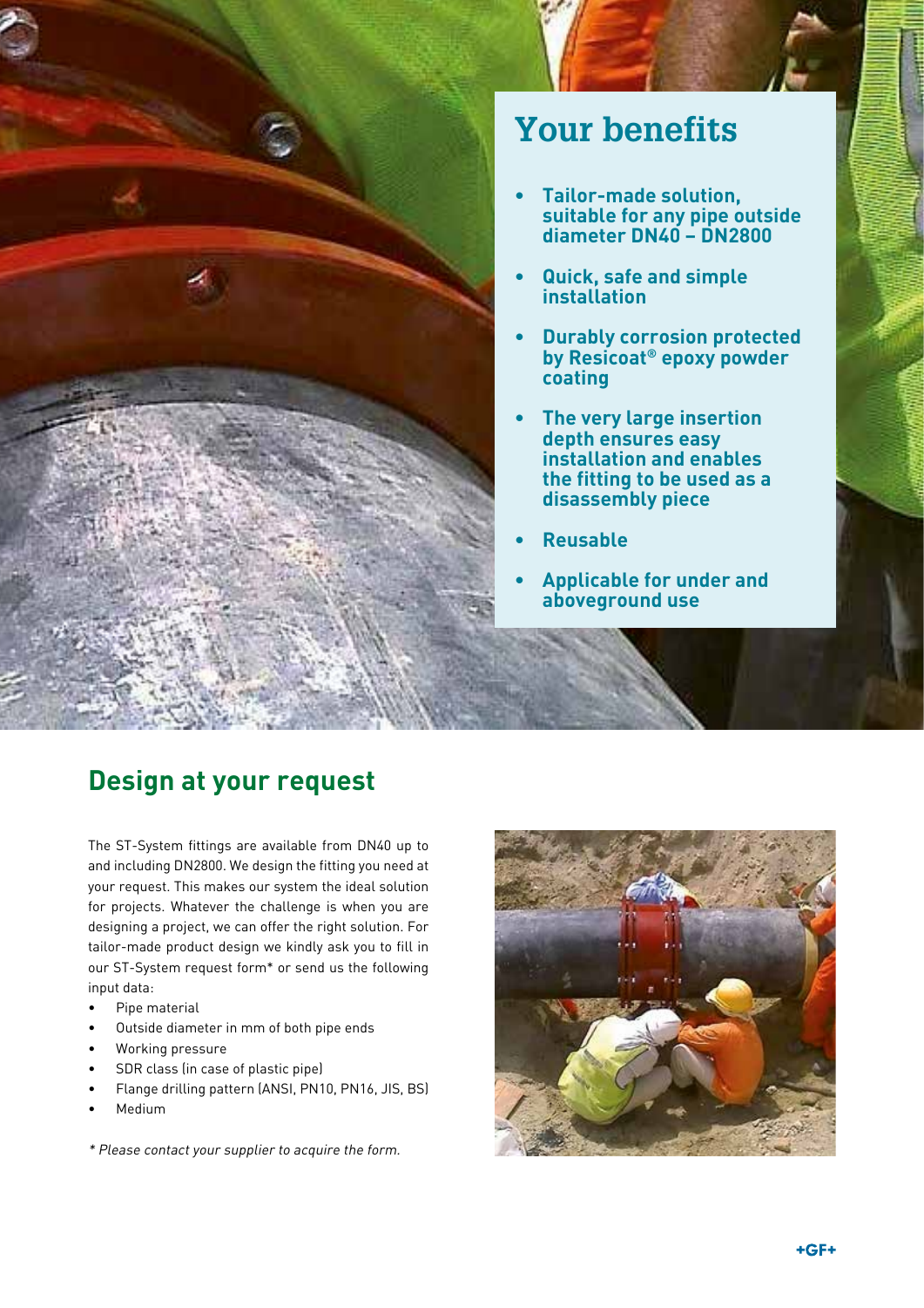## Your benefits

- **Tailor-made solution, suitable for any pipe outside diameter DN40 – DN2800**
- **Quick, safe and simple installation**
- **Durably corrosion protected by Resicoat® epoxy powder coating**
- **The very large insertion depth ensures easy installation and enables the fitting to be used as a disassembly piece**
- **Reusable**
- **Applicable for under and aboveground use**

## Design at your request

The ST-System fittings are available from DN40 up to and including DN2800. We design the fitting you need at your request. This makes our system the ideal solution for projects. Whatever the challenge is when you are designing a project, we can offer the right solution. For tailor-made product design we kindly ask you to fill in our ST-System request form* or send us the following input data:

- Pipe material
- Outside diameter in mm of both pipe ends
- Working pressure
- SDR class (in case of plastic pipe)
- Flange drilling pattern (ANSI, PN10, PN16, JIS, BS)
- Medium

*\* Please contact your supplier to acquire the form.*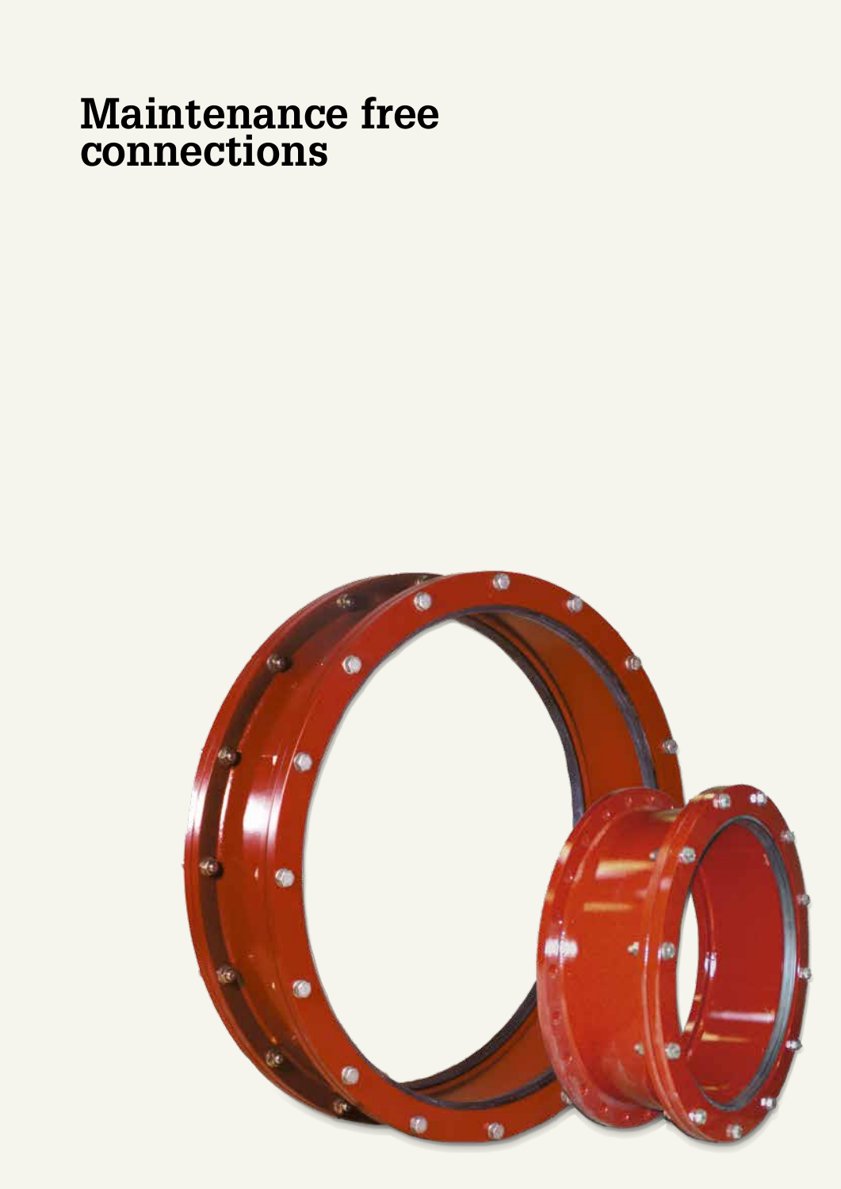# Maintenance free connections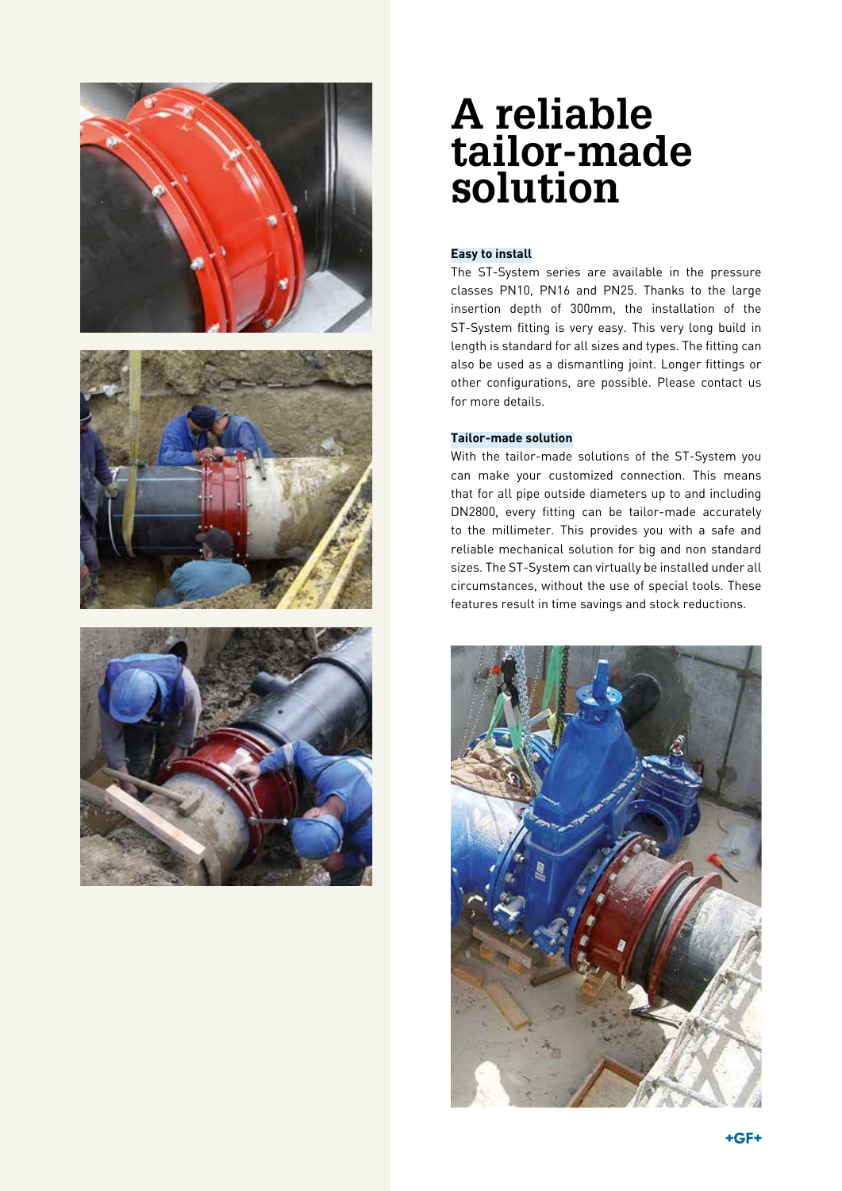# A reliable tailor-made solution

**Easy to install**

The ST-System series are available in the pressure classes PN10, PN16 and PN25. Thanks to the large insertion depth of 300mm, the installation of the ST-System fitting is very easy. This very long build in length is standard for all sizes and types. The fitting can also be used as a dismantling joint. Longer fittings or other configurations, are possible. Please contact us for more details.

**Tailor-made solution**

With the tailor-made solutions of the ST-System you can make your customized connection. This means that for all pipe outside diameters up to and including DN2800, every fitting can be tailor-made accurately to the millimeter. This provides you with a safe and reliable mechanical solution for big and non standard sizes. The ST-System can virtually be installed under all circumstances, without the use of special tools. These features result in time savings and stock reductions.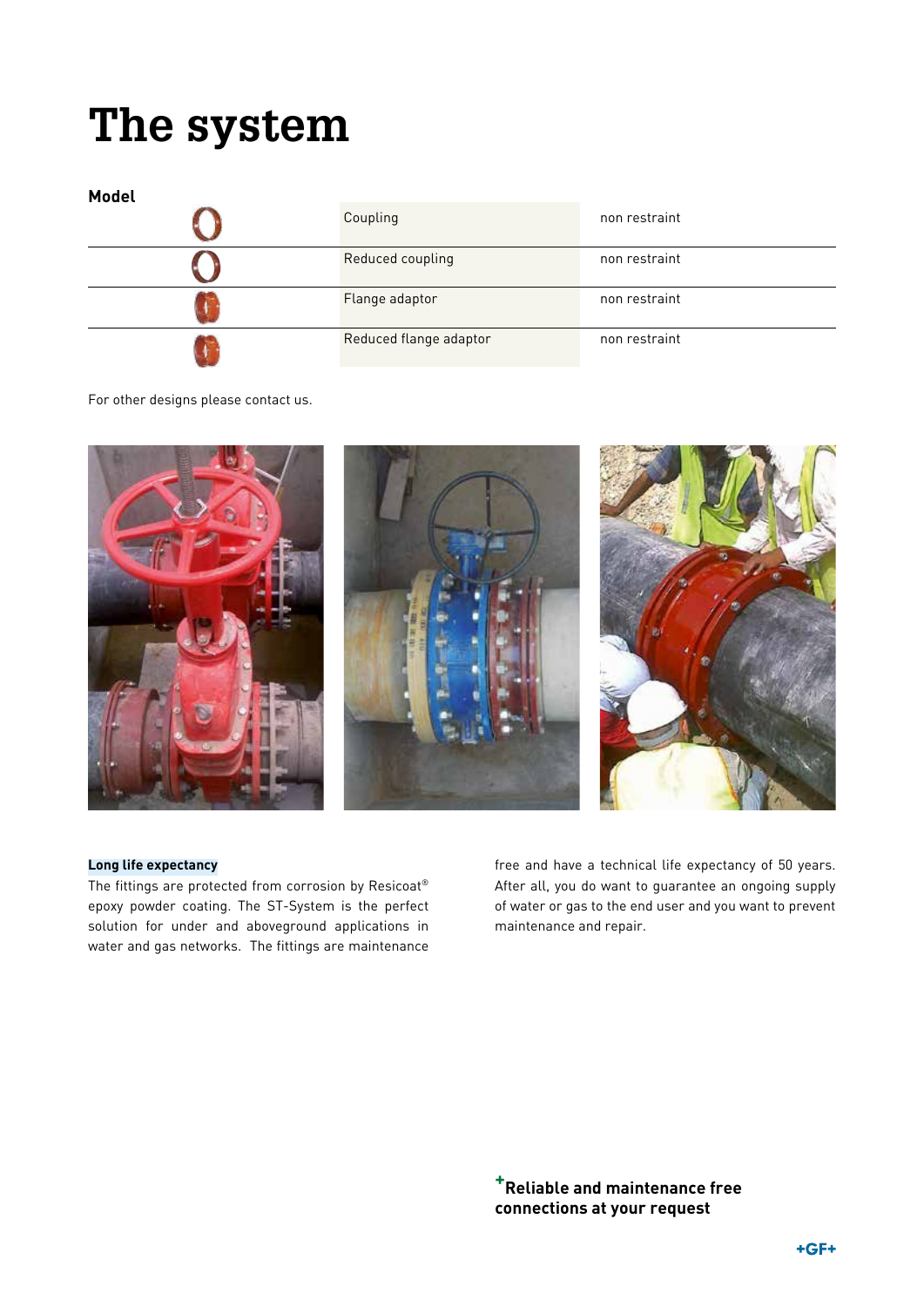# The system

**Model**

| Model | | |
|---|---|---|
| | Coupling | non restraint |
| | Reduced coupling | non restraint |
| | Flange adaptor | non restraint |
| | Reduced flange adaptor | non restraint |

For other designs please contact us.

**Long life expectancy**

The fittings are protected from corrosion by Resicoat® epoxy powder coating. The ST-System is the perfect solution for under and aboveground applications in water and gas networks. The fittings are maintenance free and have a technical life expectancy of 50 years. After all, you do want to guarantee an ongoing supply of water or gas to the end user and you want to prevent maintenance and repair.

**+Reliable and maintenance free connections at your request**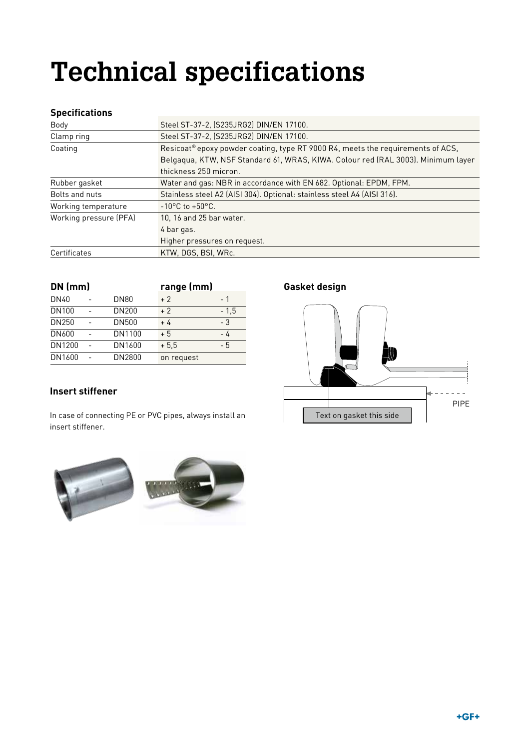# Technical specifications

## Specifications

| | |
|---|---|
| Body | Steel ST-37-2, (S235JRG2) DIN/EN 17100. |
| Clamp ring | Steel ST-37-2, (S235JRG2) DIN/EN 17100. |
| Coating | Resicoat® epoxy powder coating, type RT 9000 R4, meets the requirements of ACS, Belgaqua, KTW, NSF Standard 61, WRAS, KIWA. Colour red (RAL 3003). Minimum layer thickness 250 micron. |
| Rubber gasket | Water and gas: NBR in accordance with EN 682. Optional: EPDM, FPM. |
| Bolts and nuts | Stainless steel A2 (AISI 304). Optional: stainless steel A4 (AISI 316). |
| Working temperature | -10°C to +50°C. |
| Working pressure (PFA) | 10, 16 and 25 bar water.<br>4 bar gas.<br>Higher pressures on request. |
| Certificates | KTW, DGS, BSI, WRc. |

| DN (mm) | | | range (mm) | |
|---|---|---|---|---|
| DN40 | - | DN80 | + 2 | - 1 |
| DN100 | - | DN200 | + 2 | - 1,5 |
| DN250 | - | DN500 | + 4 | - 3 |
| DN600 | - | DN1100 | + 5 | - 4 |
| DN1200 | - | DN1600 | + 5,5 | - 5 |
| DN1600 | - | DN2800 | on request | |

## Gasket design

PIPE

Text on gasket this side

## Insert stiffener

In case of connecting PE or PVC pipes, always install an insert stiffener.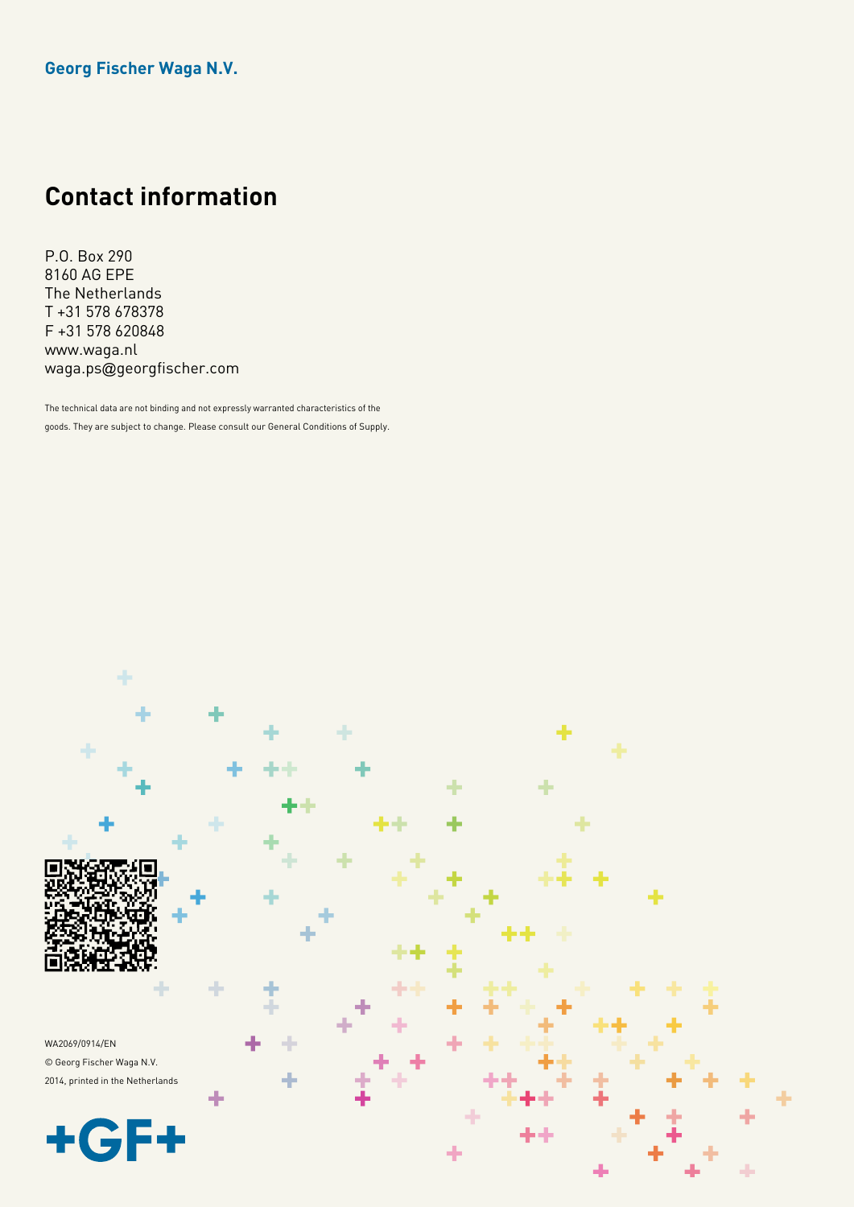**Georg Fischer Waga N.V.**

## Contact information

P.O. Box 290  
8160 AG EPE  
The Netherlands  
T +31 578 678378  
F +31 578 620848  
www.waga.nl  
waga.ps@georgfischer.com

The technical data are not binding and not expressly warranted characteristics of the goods. They are subject to change. Please consult our General Conditions of Supply.

WA2069/0914/EN  
© Georg Fischer Waga N.V.  
2014, printed in the Netherlands

+GF+